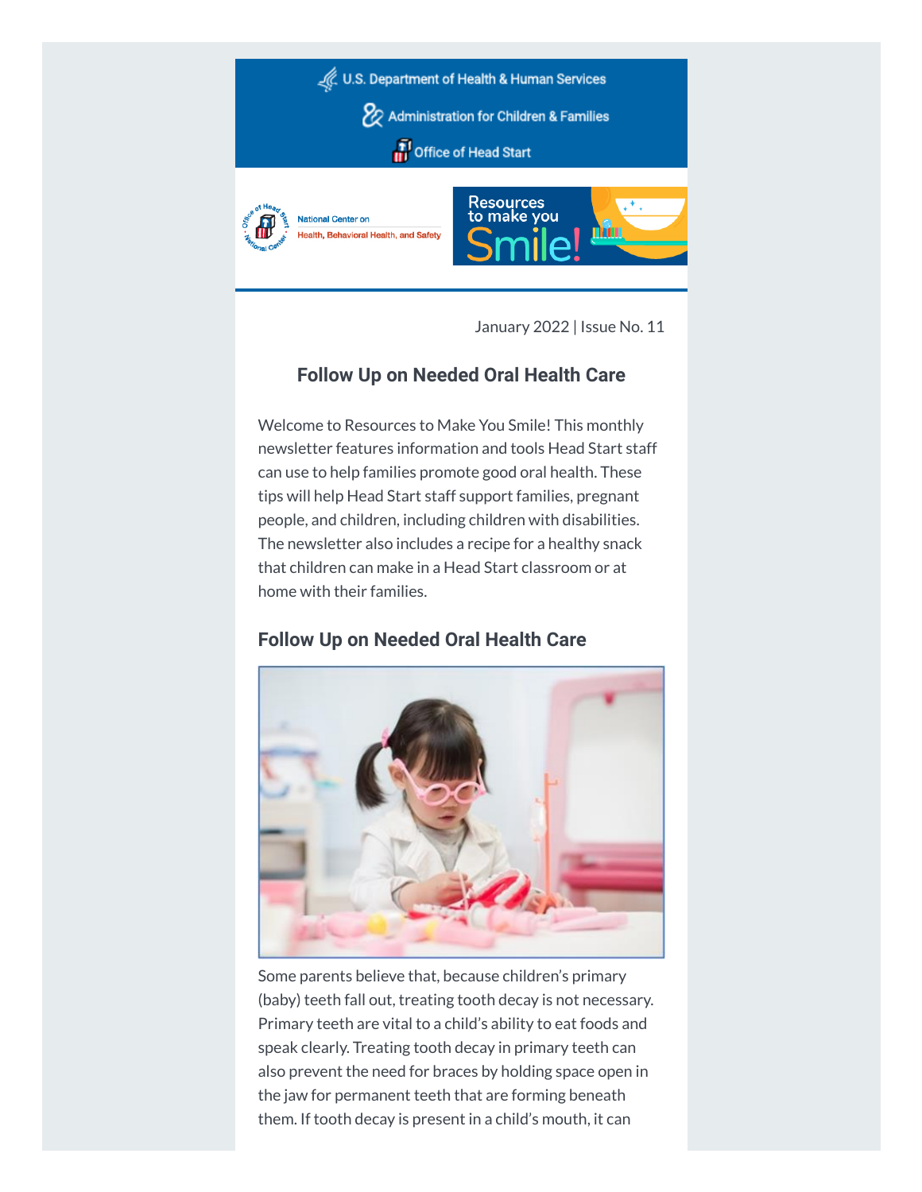U.S. Department of Health & Human Services

Administration for Children & Families

Office of Head Start

National Center on Health, Behavioral Health, and Safety

Resources to make you Smile!

January 2022 | Issue No. 11

## Follow Up on Needed Oral Health Care

Welcome to Resources to Make You Smile! This monthly newsletter features information and tools Head Start staff can use to help families promote good oral health. These tips will help Head Start staff support families, pregnant people, and children, including children with disabilities. The newsletter also includes a recipe for a healthy snack that children can make in a Head Start classroom or at home with their families.

### Follow Up on Needed Oral Health Care

Some parents believe that, because children's primary (baby) teeth fall out, treating tooth decay is not necessary. Primary teeth are vital to a child's ability to eat foods and speak clearly. Treating tooth decay in primary teeth can also prevent the need for braces by holding space open in the jaw for permanent teeth that are forming beneath them. If tooth decay is present in a child's mouth, it can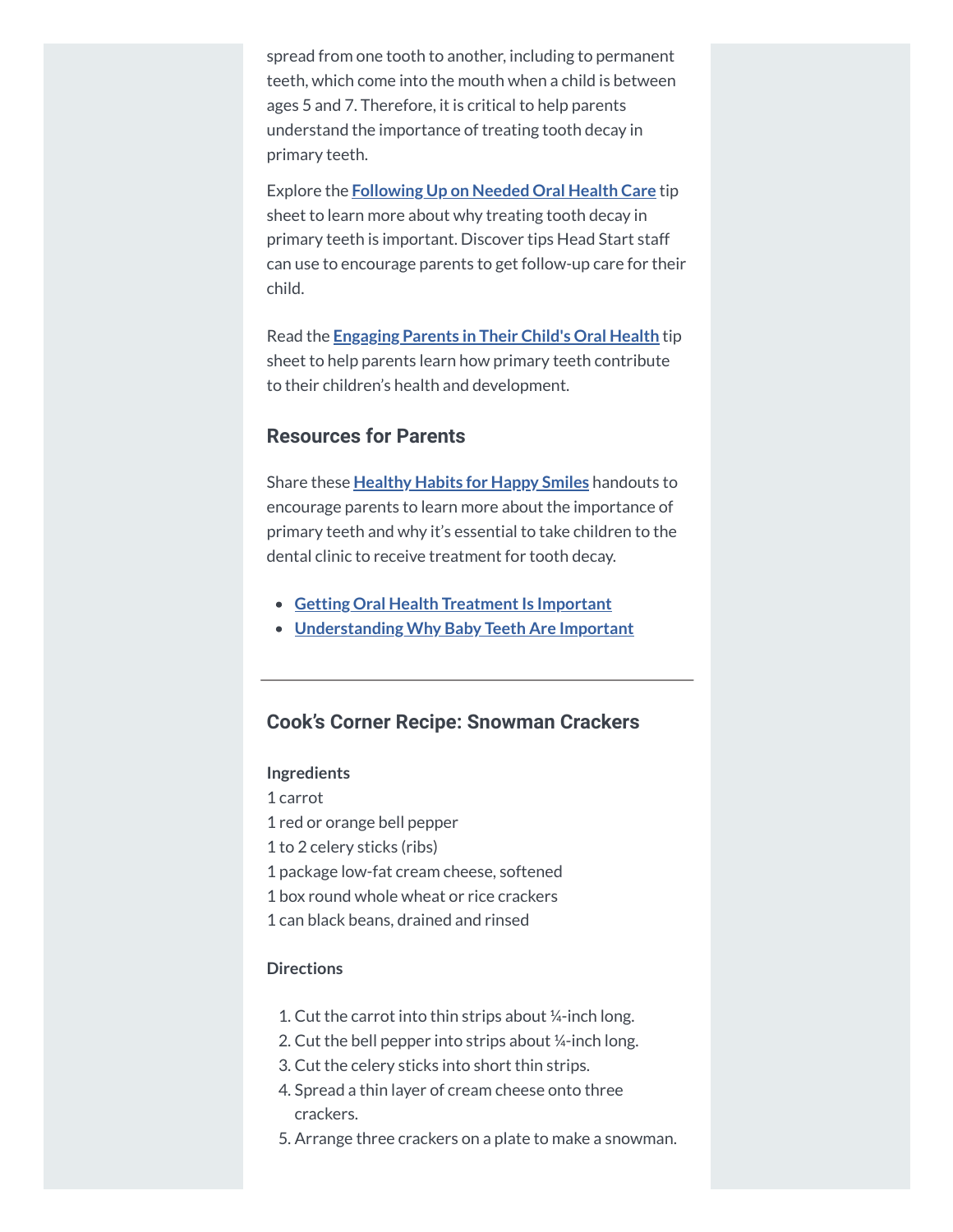spread from one tooth to another, including to permanent teeth, which come into the mouth when a child is between ages 5 and 7. Therefore, it is critical to help parents understand the importance of treating tooth decay in primary teeth.

Explore the **Following Up on Needed Oral Health Care** tip sheet to learn more about why treating tooth decay in primary teeth is important. Discover tips Head Start staff can use to encourage parents to get follow-up care for their child.

Read the **Engaging Parents in Their Child's Oral Health** tip sheet to help parents learn how primary teeth contribute to their children's health and development.

### Resources for Parents

Share these **Healthy Habits for Happy Smiles** handouts to encourage parents to learn more about the importance of primary teeth and why it's essential to take children to the dental clinic to receive treatment for tooth decay.

- **Getting Oral Health Treatment Is Important**
- **Understanding Why Baby Teeth Are Important**

---

### Cook's Corner Recipe: Snowman Crackers

**Ingredients**

1 carrot
1 red or orange bell pepper
1 to 2 celery sticks (ribs)
1 package low-fat cream cheese, softened
1 box round whole wheat or rice crackers
1 can black beans, drained and rinsed

**Directions**

1. Cut the carrot into thin strips about ¼-inch long.
2. Cut the bell pepper into strips about ¼-inch long.
3. Cut the celery sticks into short thin strips.
4. Spread a thin layer of cream cheese onto three crackers.
5. Arrange three crackers on a plate to make a snowman.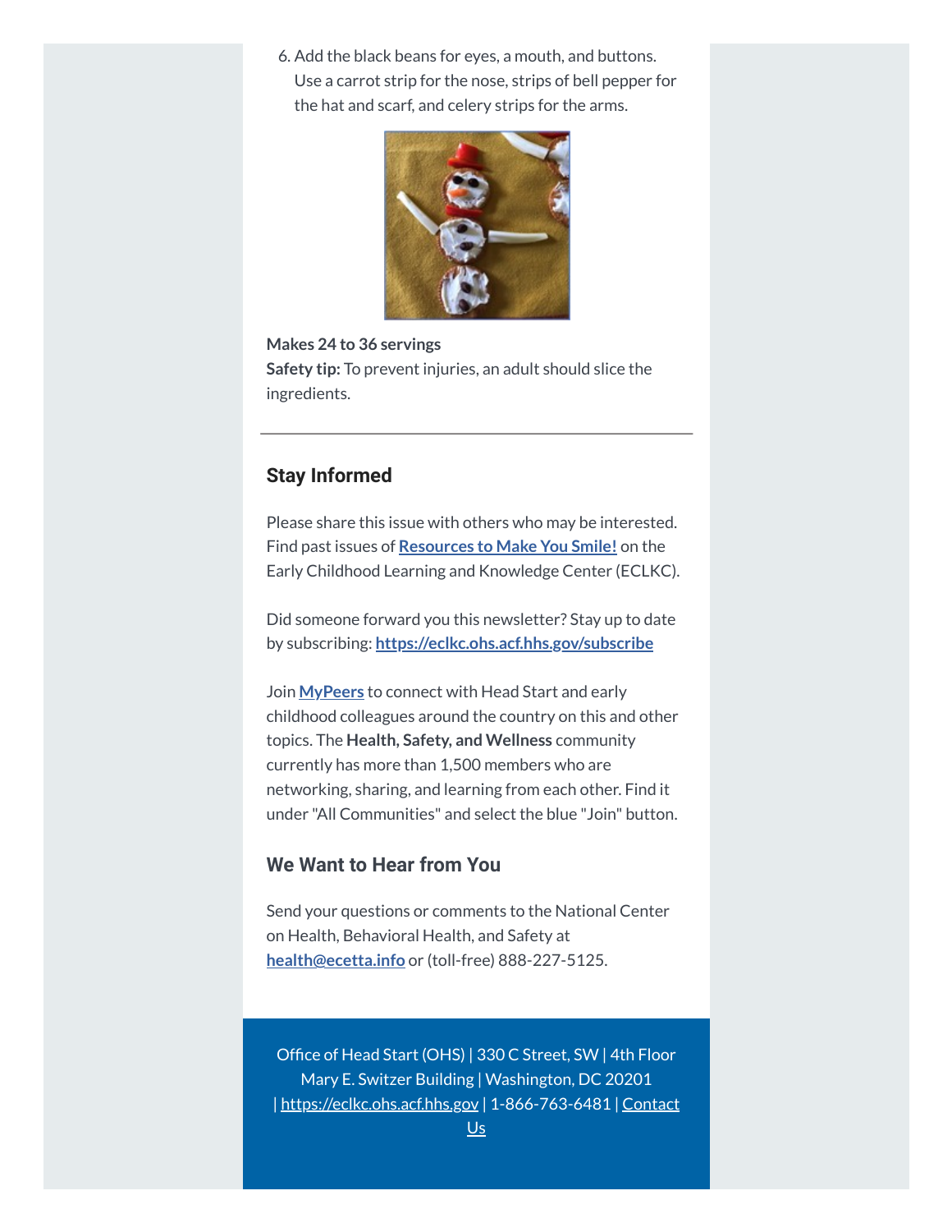6. Add the black beans for eyes, a mouth, and buttons. Use a carrot strip for the nose, strips of bell pepper for the hat and scarf, and celery strips for the arms.

**Makes 24 to 36 servings**
**Safety tip:** To prevent injuries, an adult should slice the ingredients.

---

## Stay Informed

Please share this issue with others who may be interested. Find past issues of **Resources to Make You Smile!** on the Early Childhood Learning and Knowledge Center (ECLKC).

Did someone forward you this newsletter? Stay up to date by subscribing: **https://eclkc.ohs.acf.hhs.gov/subscribe**

Join **MyPeers** to connect with Head Start and early childhood colleagues around the country on this and other topics. The **Health, Safety, and Wellness** community currently has more than 1,500 members who are networking, sharing, and learning from each other. Find it under "All Communities" and select the blue "Join" button.

## We Want to Hear from You

Send your questions or comments to the National Center on Health, Behavioral Health, and Safety at **health@ecetta.info** or (toll-free) 888-227-5125.

Office of Head Start (OHS) | 330 C Street, SW | 4th Floor Mary E. Switzer Building | Washington, DC 20201 | https://eclkc.ohs.acf.hhs.gov | 1-866-763-6481 | Contact Us